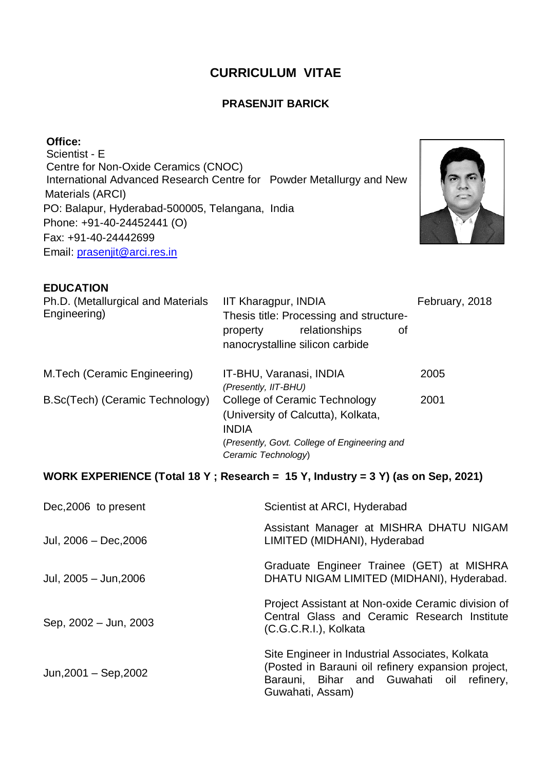# CURRICULUM VITAE

## PRASENJIT BARICK

**Office:**
Scientist - E
Centre for Non-Oxide Ceramics (CNOC)
International Advanced Research Centre for Powder Metallurgy and New Materials (ARCI)
PO: Balapur, Hyderabad-500005, Telangana, India
Phone: +91-40-24452441 (O)
Fax: +91-40-24442699
Email: prasenjit@arci.res.in

### EDUCATION

| | | |
|---|---|---|
| Ph.D. (Metallurgical and Materials Engineering) | IIT Kharagpur, INDIA<br>Thesis title: Processing and structure-property relationships of nanocrystalline silicon carbide | February, 2018 |
| M.Tech (Ceramic Engineering) | IT-BHU, Varanasi, INDIA<br>*(Presently, IIT-BHU)* | 2005 |
| B.Sc(Tech) (Ceramic Technology) | College of Ceramic Technology (University of Calcutta), Kolkata, INDIA<br>(*Presently, Govt. College of Engineering and Ceramic Technology*) | 2001 |

### WORK EXPERIENCE (Total 18 Y ; Research = 15 Y, Industry = 3 Y) (as on Sep, 2021)

| | |
|---|---|
| Dec,2006 to present | Scientist at ARCI, Hyderabad |
| Jul, 2006 – Dec,2006 | Assistant Manager at MISHRA DHATU NIGAM LIMITED (MIDHANI), Hyderabad |
| Jul, 2005 – Jun,2006 | Graduate Engineer Trainee (GET) at MISHRA DHATU NIGAM LIMITED (MIDHANI), Hyderabad. |
| Sep, 2002 – Jun, 2003 | Project Assistant at Non-oxide Ceramic division of Central Glass and Ceramic Research Institute (C.G.C.R.I.), Kolkata |
| Jun,2001 – Sep,2002 | Site Engineer in Industrial Associates, Kolkata (Posted in Barauni oil refinery expansion project, Barauni, Bihar and Guwahati oil refinery, Guwahati, Assam) |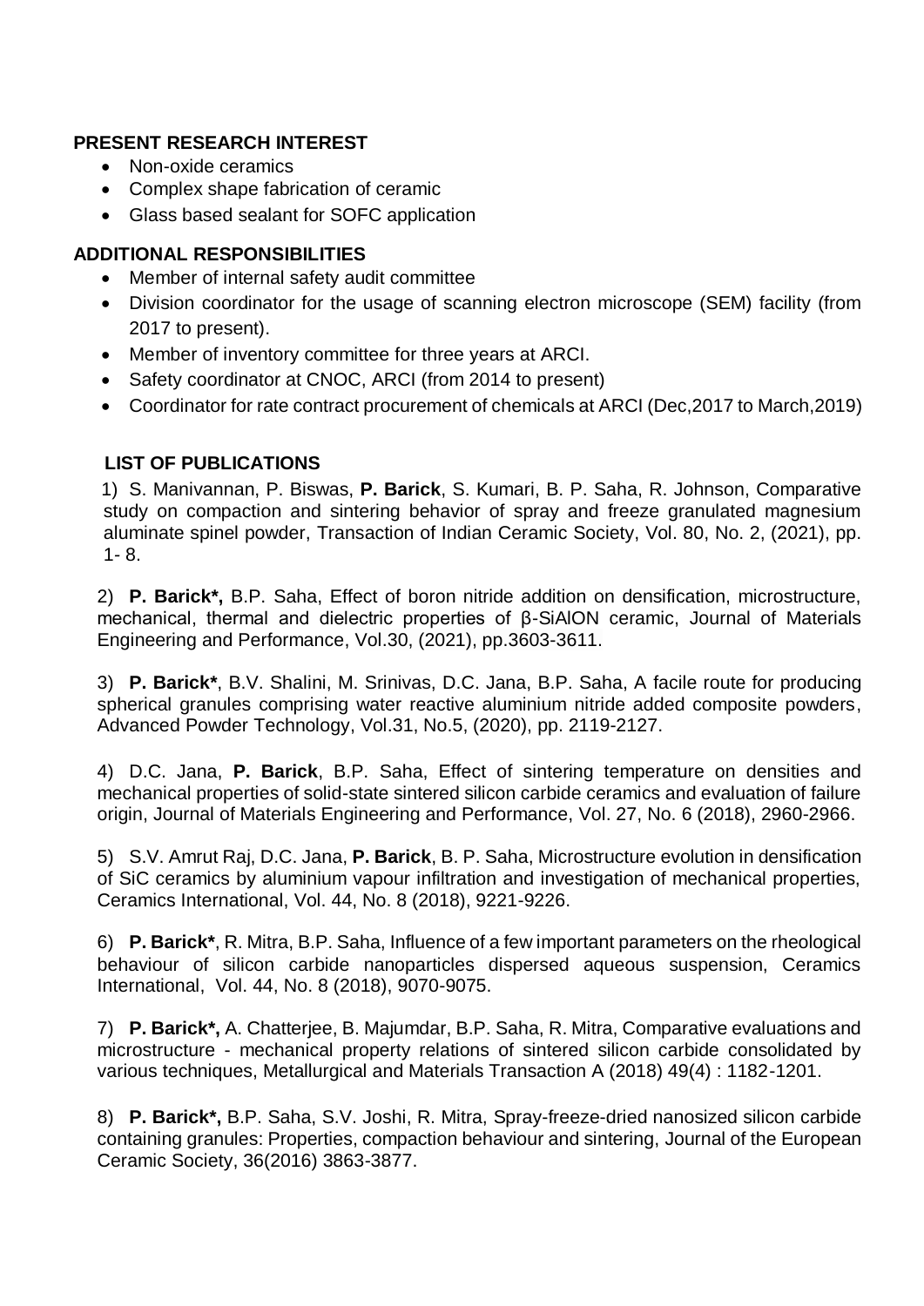## PRESENT RESEARCH INTEREST

- Non-oxide ceramics
- Complex shape fabrication of ceramic
- Glass based sealant for SOFC application

## ADDITIONAL RESPONSIBILITIES

- Member of internal safety audit committee
- Division coordinator for the usage of scanning electron microscope (SEM) facility (from 2017 to present).
- Member of inventory committee for three years at ARCI.
- Safety coordinator at CNOC, ARCI (from 2014 to present)
- Coordinator for rate contract procurement of chemicals at ARCI (Dec,2017 to March,2019)

## LIST OF PUBLICATIONS

1) S. Manivannan, P. Biswas, **P. Barick**, S. Kumari, B. P. Saha, R. Johnson, Comparative study on compaction and sintering behavior of spray and freeze granulated magnesium aluminate spinel powder, Transaction of Indian Ceramic Society, Vol. 80, No. 2, (2021), pp. 1- 8.

2) **P. Barick*,** B.P. Saha, Effect of boron nitride addition on densification, microstructure, mechanical, thermal and dielectric properties of β-SiAlON ceramic, Journal of Materials Engineering and Performance, Vol.30, (2021), pp.3603-3611.

3) **P. Barick***, B.V. Shalini, M. Srinivas, D.C. Jana, B.P. Saha, A facile route for producing spherical granules comprising water reactive aluminium nitride added composite powders, Advanced Powder Technology, Vol.31, No.5, (2020), pp. 2119-2127.

4) D.C. Jana, **P. Barick**, B.P. Saha, Effect of sintering temperature on densities and mechanical properties of solid-state sintered silicon carbide ceramics and evaluation of failure origin, Journal of Materials Engineering and Performance, Vol. 27, No. 6 (2018), 2960-2966.

5) S.V. Amrut Raj, D.C. Jana, **P. Barick**, B. P. Saha, Microstructure evolution in densification of SiC ceramics by aluminium vapour infiltration and investigation of mechanical properties, Ceramics International, Vol. 44, No. 8 (2018), 9221-9226.

6) **P. Barick***, R. Mitra, B.P. Saha, Influence of a few important parameters on the rheological behaviour of silicon carbide nanoparticles dispersed aqueous suspension, Ceramics International, Vol. 44, No. 8 (2018), 9070-9075.

7) **P. Barick*,** A. Chatterjee, B. Majumdar, B.P. Saha, R. Mitra, Comparative evaluations and microstructure - mechanical property relations of sintered silicon carbide consolidated by various techniques, Metallurgical and Materials Transaction A (2018) 49(4) : 1182-1201.

8) **P. Barick*,** B.P. Saha, S.V. Joshi, R. Mitra, Spray-freeze-dried nanosized silicon carbide containing granules: Properties, compaction behaviour and sintering, Journal of the European Ceramic Society, 36(2016) 3863-3877.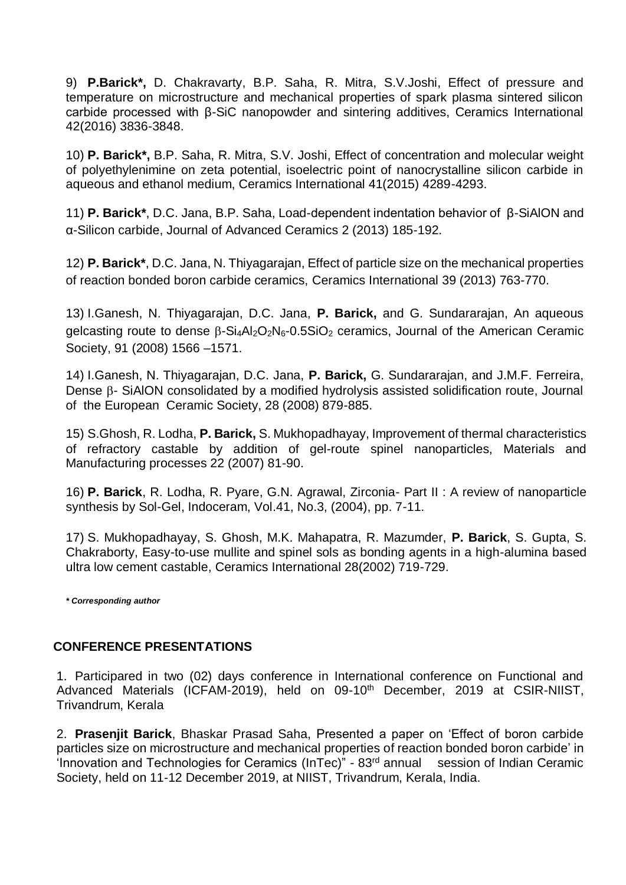9) **P.Barick*,** D. Chakravarty, B.P. Saha, R. Mitra, S.V.Joshi, Effect of pressure and temperature on microstructure and mechanical properties of spark plasma sintered silicon carbide processed with β-SiC nanopowder and sintering additives, Ceramics International 42(2016) 3836-3848.

10) **P. Barick*,** B.P. Saha, R. Mitra, S.V. Joshi, Effect of concentration and molecular weight of polyethylenimine on zeta potential, isoelectric point of nanocrystalline silicon carbide in aqueous and ethanol medium, Ceramics International 41(2015) 4289-4293.

11) **P. Barick***, D.C. Jana, B.P. Saha, Load-dependent indentation behavior of β-SiAlON and α-Silicon carbide, Journal of Advanced Ceramics 2 (2013) 185-192.

12) **P. Barick***, D.C. Jana, N. Thiyagarajan, Effect of particle size on the mechanical properties of reaction bonded boron carbide ceramics, Ceramics International 39 (2013) 763-770.

13) I.Ganesh, N. Thiyagarajan, D.C. Jana, **P. Barick,** and G. Sundararajan, An aqueous gelcasting route to dense $\beta$-$Si_4Al_2O_2N_6$-0.5$SiO_2$ ceramics, Journal of the American Ceramic Society, 91 (2008) 1566 –1571.

14) I.Ganesh, N. Thiyagarajan, D.C. Jana, **P. Barick,** G. Sundararajan, and J.M.F. Ferreira, Dense $\beta$- SiAlON consolidated by a modified hydrolysis assisted solidification route, Journal of the European Ceramic Society, 28 (2008) 879-885.

15) S.Ghosh, R. Lodha, **P. Barick,** S. Mukhopadhayay, Improvement of thermal characteristics of refractory castable by addition of gel-route spinel nanoparticles, Materials and Manufacturing processes 22 (2007) 81-90.

16) **P. Barick**, R. Lodha, R. Pyare, G.N. Agrawal, Zirconia- Part II : A review of nanoparticle synthesis by Sol-Gel, Indoceram, Vol.41, No.3, (2004), pp. 7-11.

17) S. Mukhopadhayay, S. Ghosh, M.K. Mahapatra, R. Mazumder, **P. Barick**, S. Gupta, S. Chakraborty, Easy-to-use mullite and spinel sols as bonding agents in a high-alumina based ultra low cement castable, Ceramics International 28(2002) 719-729.

***** ***Corresponding author***

## CONFERENCE PRESENTATIONS

1. Participared in two (02) days conference in International conference on Functional and Advanced Materials (ICFAM-2019), held on 09-10th December, 2019 at CSIR-NIIST, Trivandrum, Kerala

2. **Prasenjit Barick**, Bhaskar Prasad Saha, Presented a paper on 'Effect of boron carbide particles size on microstructure and mechanical properties of reaction bonded boron carbide' in 'Innovation and Technologies for Ceramics (InTec)" - 83rd annual session of Indian Ceramic Society, held on 11-12 December 2019, at NIIST, Trivandrum, Kerala, India.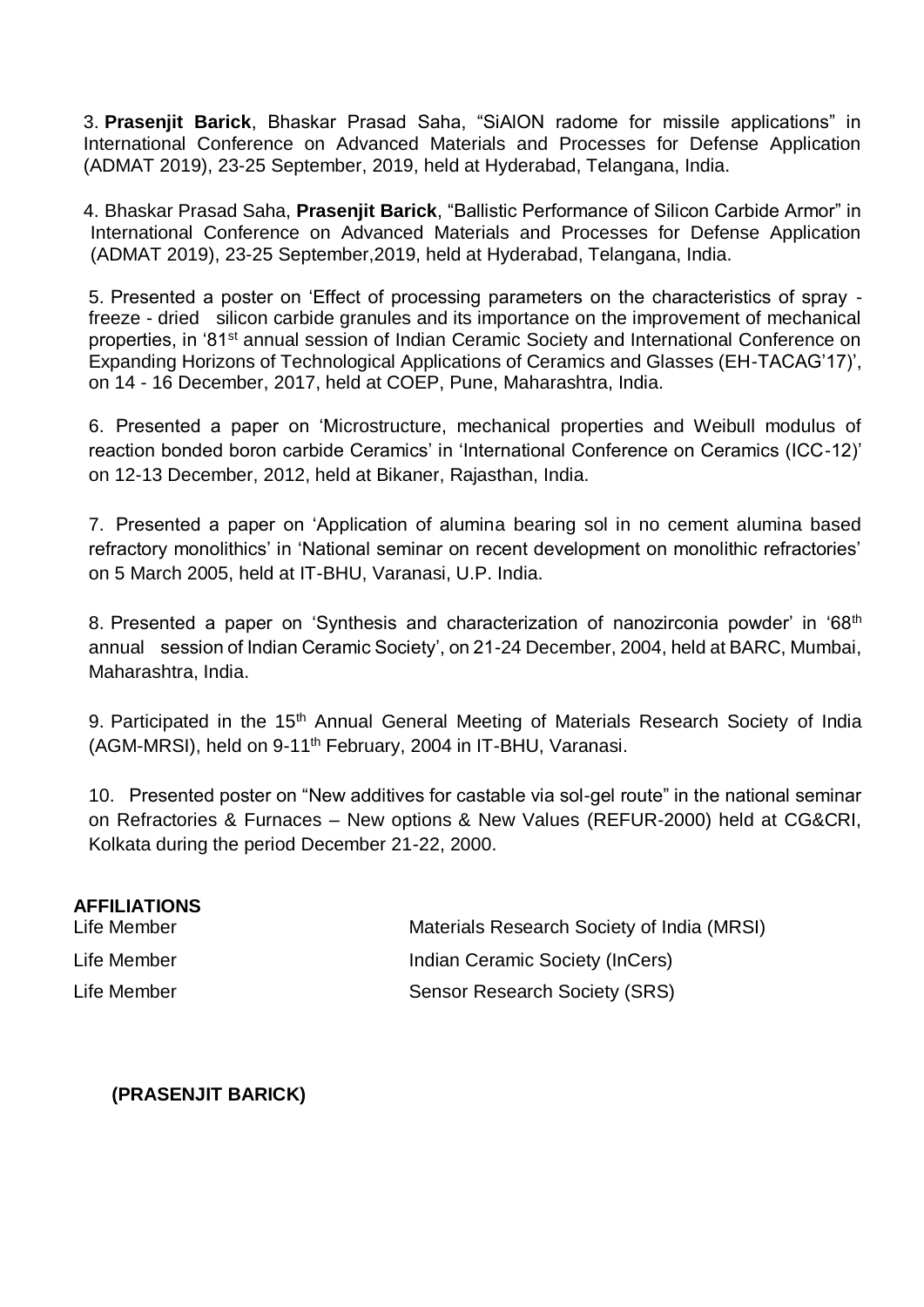3. **Prasenjit Barick**, Bhaskar Prasad Saha, "SiAlON radome for missile applications" in International Conference on Advanced Materials and Processes for Defense Application (ADMAT 2019), 23-25 September, 2019, held at Hyderabad, Telangana, India.

4. Bhaskar Prasad Saha, **Prasenjit Barick**, "Ballistic Performance of Silicon Carbide Armor" in International Conference on Advanced Materials and Processes for Defense Application (ADMAT 2019), 23-25 September,2019, held at Hyderabad, Telangana, India.

5. Presented a poster on 'Effect of processing parameters on the characteristics of spray - freeze - dried silicon carbide granules and its importance on the improvement of mechanical properties, in '81st annual session of Indian Ceramic Society and International Conference on Expanding Horizons of Technological Applications of Ceramics and Glasses (EH-TACAG'17)', on 14 - 16 December, 2017, held at COEP, Pune, Maharashtra, India.

6. Presented a paper on 'Microstructure, mechanical properties and Weibull modulus of reaction bonded boron carbide Ceramics' in 'International Conference on Ceramics (ICC-12)' on 12-13 December, 2012, held at Bikaner, Rajasthan, India.

7. Presented a paper on 'Application of alumina bearing sol in no cement alumina based refractory monolithics' in 'National seminar on recent development on monolithic refractories' on 5 March 2005, held at IT-BHU, Varanasi, U.P. India.

8. Presented a paper on 'Synthesis and characterization of nanozirconia powder' in '68th annual session of Indian Ceramic Society', on 21-24 December, 2004, held at BARC, Mumbai, Maharashtra, India.

9. Participated in the 15th Annual General Meeting of Materials Research Society of India (AGM-MRSI), held on 9-11th February, 2004 in IT-BHU, Varanasi.

10. Presented poster on "New additives for castable via sol-gel route" in the national seminar on Refractories & Furnaces – New options & New Values (REFUR-2000) held at CG&CRI, Kolkata during the period December 21-22, 2000.

**AFFILIATIONS**

| | |
|---|---|
| Life Member | Materials Research Society of India (MRSI) |
| Life Member | Indian Ceramic Society (InCers) |
| Life Member | Sensor Research Society (SRS) |

**(PRASENJIT BARICK)**